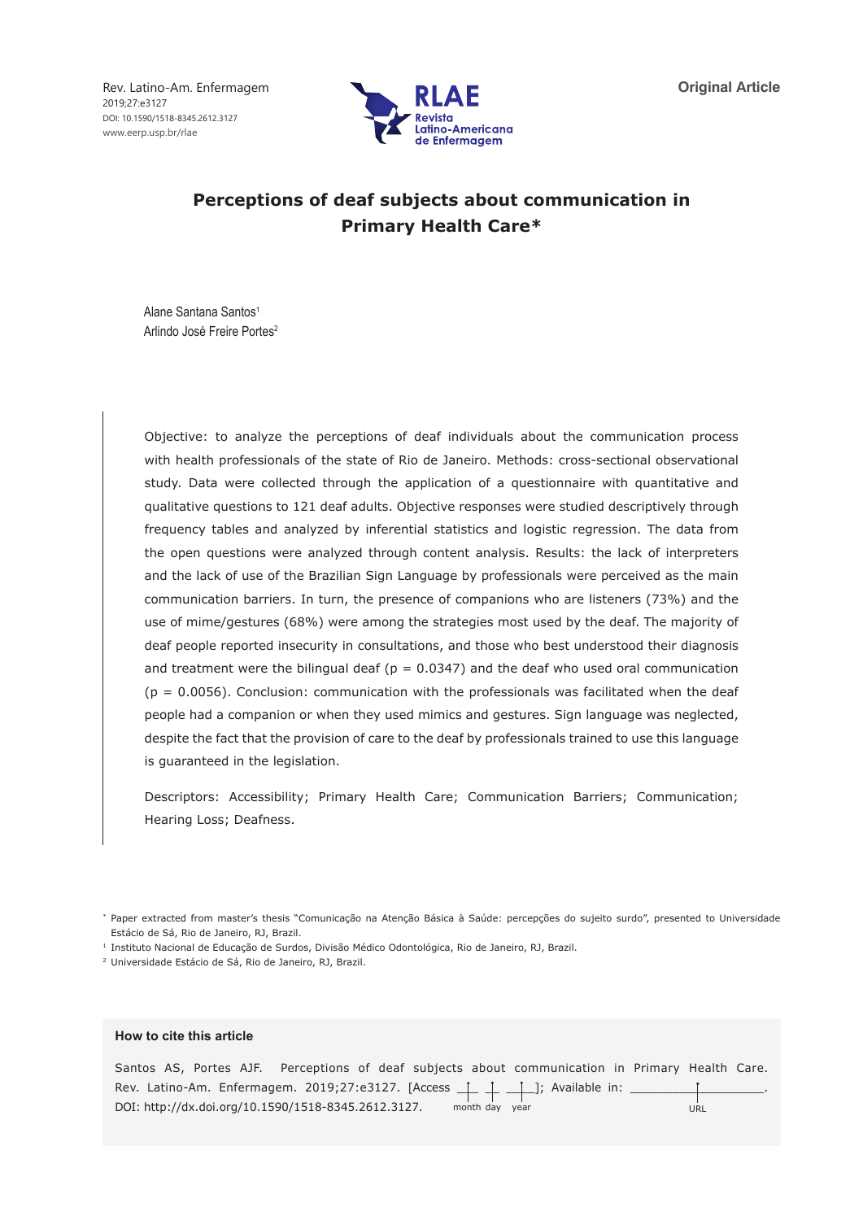Original Article

# Perceptions of deaf subjects about communication in Primary Health Care*

Alane Santana Santos[1]
Arlindo José Freire Portes[2]

Objective: to analyze the perceptions of deaf individuals about the communication process with health professionals of the state of Rio de Janeiro. Methods: cross-sectional observational study. Data were collected through the application of a questionnaire with quantitative and qualitative questions to 121 deaf adults. Objective responses were studied descriptively through frequency tables and analyzed by inferential statistics and logistic regression. The data from the open questions were analyzed through content analysis. Results: the lack of interpreters and the lack of use of the Brazilian Sign Language by professionals were perceived as the main communication barriers. In turn, the presence of companions who are listeners (73%) and the use of mime/gestures (68%) were among the strategies most used by the deaf. The majority of deaf people reported insecurity in consultations, and those who best understood their diagnosis and treatment were the bilingual deaf ($p = 0.0347$) and the deaf who used oral communication ($p = 0.0056$). Conclusion: communication with the professionals was facilitated when the deaf people had a companion or when they used mimics and gestures. Sign language was neglected, despite the fact that the provision of care to the deaf by professionals trained to use this language is guaranteed in the legislation.

Descriptors: Accessibility; Primary Health Care; Communication Barriers; Communication; Hearing Loss; Deafness.

* Paper extracted from master's thesis "Comunicação na Atenção Básica à Saúde: percepções do sujeito surdo", presented to Universidade Estácio de Sá, Rio de Janeiro, RJ, Brazil.

[1] Instituto Nacional de Educação de Surdos, Divisão Médico Odontológica, Rio de Janeiro, RJ, Brazil.

[2] Universidade Estácio de Sá, Rio de Janeiro, RJ, Brazil.

**How to cite this article**

Santos AS, Portes AJF. Perceptions of deaf subjects about communication in Primary Health Care. Rev. Latino-Am. Enfermagem. 2019;27:e3127. [Access ___ ___ ___]; Available in: ___________________. DOI: http://dx.doi.org/10.1590/1518-8345.2612.3127.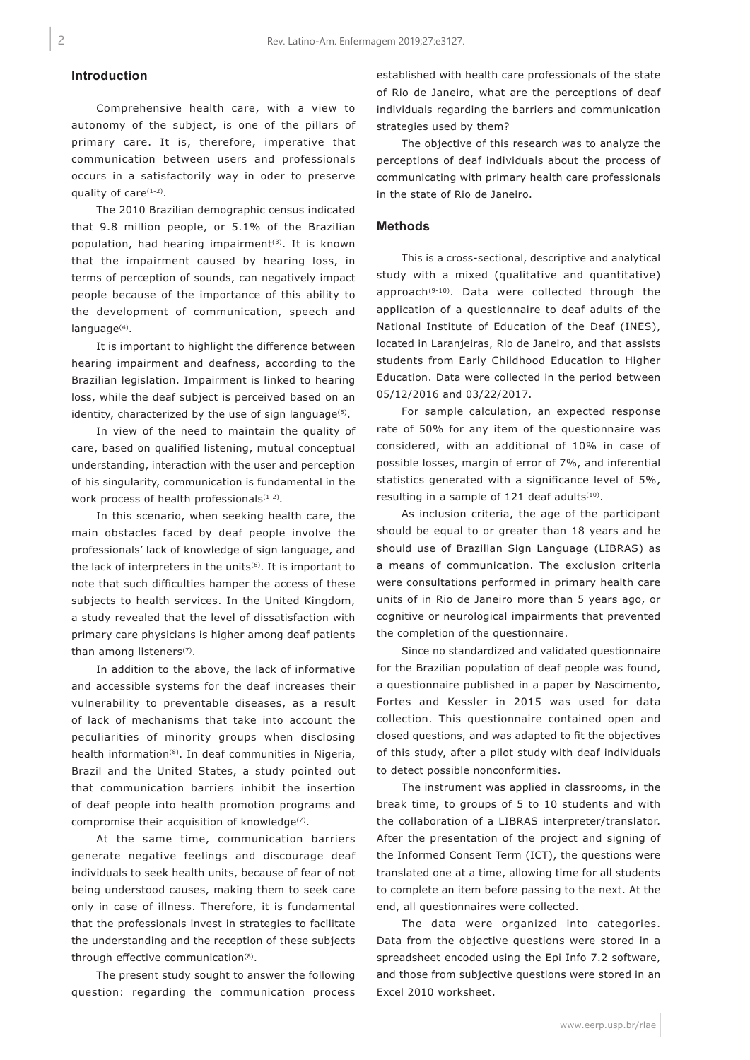## Introduction

Comprehensive health care, with a view to autonomy of the subject, is one of the pillars of primary care. It is, therefore, imperative that communication between users and professionals occurs in a satisfactorily way in oder to preserve quality of care[1-2].

The 2010 Brazilian demographic census indicated that 9.8 million people, or 5.1% of the Brazilian population, had hearing impairment[3]. It is known that the impairment caused by hearing loss, in terms of perception of sounds, can negatively impact people because of the importance of this ability to the development of communication, speech and language[4].

It is important to highlight the difference between hearing impairment and deafness, according to the Brazilian legislation. Impairment is linked to hearing loss, while the deaf subject is perceived based on an identity, characterized by the use of sign language[5].

In view of the need to maintain the quality of care, based on qualified listening, mutual conceptual understanding, interaction with the user and perception of his singularity, communication is fundamental in the work process of health professionals[1-2].

In this scenario, when seeking health care, the main obstacles faced by deaf people involve the professionals' lack of knowledge of sign language, and the lack of interpreters in the units[6]. It is important to note that such difficulties hamper the access of these subjects to health services. In the United Kingdom, a study revealed that the level of dissatisfaction with primary care physicians is higher among deaf patients than among listeners[7].

In addition to the above, the lack of informative and accessible systems for the deaf increases their vulnerability to preventable diseases, as a result of lack of mechanisms that take into account the peculiarities of minority groups when disclosing health information[8]. In deaf communities in Nigeria, Brazil and the United States, a study pointed out that communication barriers inhibit the insertion of deaf people into health promotion programs and compromise their acquisition of knowledge[7].

At the same time, communication barriers generate negative feelings and discourage deaf individuals to seek health units, because of fear of not being understood causes, making them to seek care only in case of illness. Therefore, it is fundamental that the professionals invest in strategies to facilitate the understanding and the reception of these subjects through effective communication[8].

The present study sought to answer the following question: regarding the communication process established with health care professionals of the state of Rio de Janeiro, what are the perceptions of deaf individuals regarding the barriers and communication strategies used by them?

The objective of this research was to analyze the perceptions of deaf individuals about the process of communicating with primary health care professionals in the state of Rio de Janeiro.

## Methods

This is a cross-sectional, descriptive and analytical study with a mixed (qualitative and quantitative) approach[9-10]. Data were collected through the application of a questionnaire to deaf adults of the National Institute of Education of the Deaf (INES), located in Laranjeiras, Rio de Janeiro, and that assists students from Early Childhood Education to Higher Education. Data were collected in the period between 05/12/2016 and 03/22/2017.

For sample calculation, an expected response rate of 50% for any item of the questionnaire was considered, with an additional of 10% in case of possible losses, margin of error of 7%, and inferential statistics generated with a significance level of 5%, resulting in a sample of 121 deaf adults[10].

As inclusion criteria, the age of the participant should be equal to or greater than 18 years and he should use of Brazilian Sign Language (LIBRAS) as a means of communication. The exclusion criteria were consultations performed in primary health care units of in Rio de Janeiro more than 5 years ago, or cognitive or neurological impairments that prevented the completion of the questionnaire.

Since no standardized and validated questionnaire for the Brazilian population of deaf people was found, a questionnaire published in a paper by Nascimento, Fortes and Kessler in 2015 was used for data collection. This questionnaire contained open and closed questions, and was adapted to fit the objectives of this study, after a pilot study with deaf individuals to detect possible nonconformities.

The instrument was applied in classrooms, in the break time, to groups of 5 to 10 students and with the collaboration of a LIBRAS interpreter/translator. After the presentation of the project and signing of the Informed Consent Term (ICT), the questions were translated one at a time, allowing time for all students to complete an item before passing to the next. At the end, all questionnaires were collected.

The data were organized into categories. Data from the objective questions were stored in a spreadsheet encoded using the Epi Info 7.2 software, and those from subjective questions were stored in an Excel 2010 worksheet.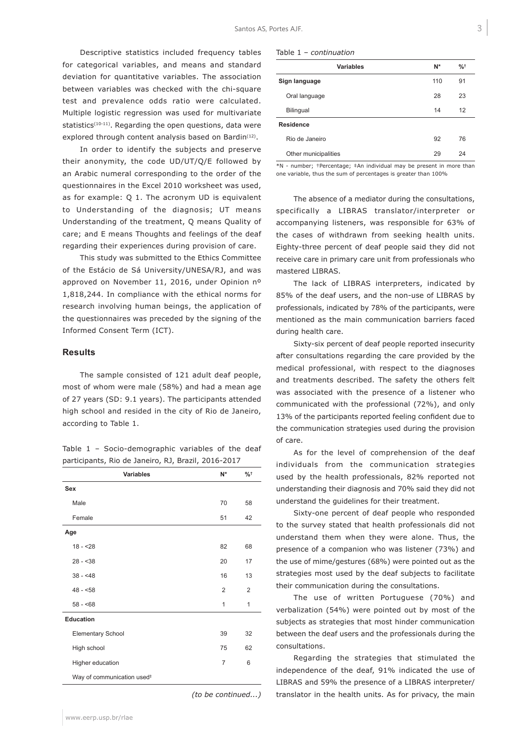Descriptive statistics included frequency tables for categorical variables, and means and standard deviation for quantitative variables. The association between variables was checked with the chi-square test and prevalence odds ratio were calculated. Multiple logistic regression was used for multivariate statistics[10-11]. Regarding the open questions, data were explored through content analysis based on Bardin[12].

In order to identify the subjects and preserve their anonymity, the code UD/UT/Q/E followed by an Arabic numeral corresponding to the order of the questionnaires in the Excel 2010 worksheet was used, as for example: Q 1. The acronym UD is equivalent to Understanding of the diagnosis; UT means Understanding of the treatment, Q means Quality of care; and E means Thoughts and feelings of the deaf regarding their experiences during provision of care.

This study was submitted to the Ethics Committee of the Estácio de Sá University/UNESA/RJ, and was approved on November 11, 2016, under Opinion nº 1,818,244. In compliance with the ethical norms for research involving human beings, the application of the questionnaires was preceded by the signing of the Informed Consent Term (ICT).

## Results

The sample consisted of 121 adult deaf people, most of whom were male (58%) and had a mean age of 27 years (SD: 9.1 years). The participants attended high school and resided in the city of Rio de Janeiro, according to Table 1.

Table 1 – Socio-demographic variables of the deaf participants, Rio de Janeiro, RJ, Brazil, 2016-2017

| Variables | N* | %† |
|---|---|---|
| **Sex** | | |
| Male | 70 | 58 |
| Female | 51 | 42 |
| **Age** | | |
| 18 - <28 | 82 | 68 |
| 28 - <38 | 20 | 17 |
| 38 - <48 | 16 | 13 |
| 48 - <58 | 2 | 2 |
| 58 - <68 | 1 | 1 |
| **Education** | | |
| Elementary School | 39 | 32 |
| High school | 75 | 62 |
| Higher education | 7 | 6 |
| Way of communication used‡ | | |
| **Sign language** | 110 | 91 |
| Oral language | 28 | 23 |
| Bilingual | 14 | 12 |
| **Residence** | | |
| Rio de Janeiro | 92 | 76 |
| Other municipalities | 29 | 24 |

*N - number; †Percentage; ‡An individual may be present in more than one variable, thus the sum of percentages is greater than 100%

The absence of a mediator during the consultations, specifically a LIBRAS translator/interpreter or accompanying listeners, was responsible for 63% of the cases of withdrawn from seeking health units. Eighty-three percent of deaf people said they did not receive care in primary care unit from professionals who mastered LIBRAS.

The lack of LIBRAS interpreters, indicated by 85% of the deaf users, and the non-use of LIBRAS by professionals, indicated by 78% of the participants, were mentioned as the main communication barriers faced during health care.

Sixty-six percent of deaf people reported insecurity after consultations regarding the care provided by the medical professional, with respect to the diagnoses and treatments described. The safety the others felt was associated with the presence of a listener who communicated with the professional (72%), and only 13% of the participants reported feeling confident due to the communication strategies used during the provision of care.

As for the level of comprehension of the deaf individuals from the communication strategies used by the health professionals, 82% reported not understanding their diagnosis and 70% said they did not understand the guidelines for their treatment.

Sixty-one percent of deaf people who responded to the survey stated that health professionals did not understand them when they were alone. Thus, the presence of a companion who was listener (73%) and the use of mime/gestures (68%) were pointed out as the strategies most used by the deaf subjects to facilitate their communication during the consultations.

The use of written Portuguese (70%) and verbalization (54%) were pointed out by most of the subjects as strategies that most hinder communication between the deaf users and the professionals during the consultations.

Regarding the strategies that stimulated the independence of the deaf, 91% indicated the use of LIBRAS and 59% the presence of a LIBRAS interpreter/translator in the health units. As for privacy, the main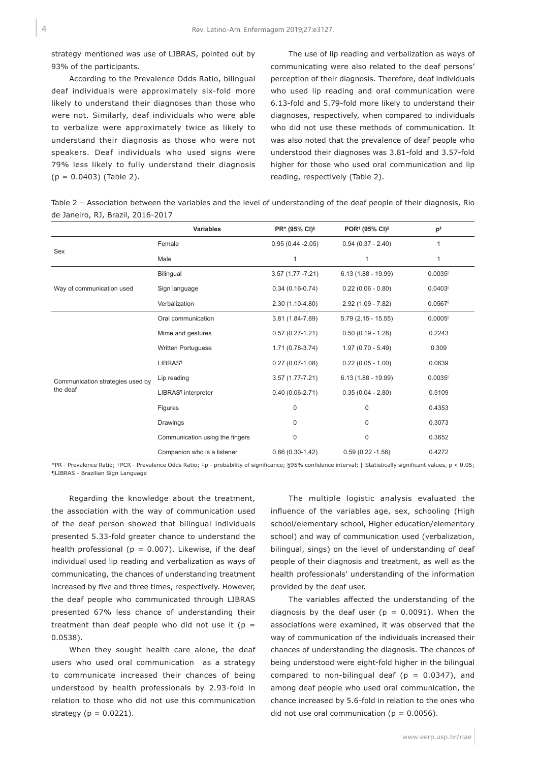strategy mentioned was use of LIBRAS, pointed out by 93% of the participants.

According to the Prevalence Odds Ratio, bilingual deaf individuals were approximately six-fold more likely to understand their diagnoses than those who were not. Similarly, deaf individuals who were able to verbalize were approximately twice as likely to understand their diagnosis as those who were not speakers. Deaf individuals who used signs were 79% less likely to fully understand their diagnosis (p = 0.0403) (Table 2).

The use of lip reading and verbalization as ways of communicating were also related to the deaf persons' perception of their diagnosis. Therefore, deaf individuals who used lip reading and oral communication were 6.13-fold and 5.79-fold more likely to understand their diagnoses, respectively, when compared to individuals who did not use these methods of communication. It was also noted that the prevalence of deaf people who understood their diagnoses was 3.81-fold and 3.57-fold higher for those who used oral communication and lip reading, respectively (Table 2).

Table 2 – Association between the variables and the level of understanding of the deaf people of their diagnosis, Rio de Janeiro, RJ, Brazil, 2016-2017

| Variables | | PR* (95% CI)§ | POR† (95% CI)§ | p‡ |
|---|---|---|---|---|
| Sex | Female | 0.95 (0.44 -2.05) | 0.94 (0.37 - 2.40) | 1 |
| | Male | 1 | 1 | 1 |
| Way of communication used | Bilingual | 3.57 (1.77 -7.21) | 6.13 (1.88 - 19.99) | 0.0035‖ |
| | Sign language | 0.34 (0.16-0.74) | 0.22 (0.06 - 0.80) | 0.0403‖ |
| | Verbalization | 2.30 (1.10-4.80) | 2.92 (1.09 - 7.82) | 0.0567‖ |
| Communication strategies used by the deaf | Oral communication | 3.81 (1.84-7.89) | 5.79 (2.15 - 15.55) | 0.0005‖ |
| | Mime and gestures | 0.57 (0.27-1.21) | 0.50 (0.19 - 1.28) | 0.2243 |
| | Written Portuguese | 1.71 (0.78-3.74) | 1.97 (0.70 - 5.49) | 0.309 |
| | LIBRAS¶ | 0.27 (0.07-1.08) | 0.22 (0.05 - 1.00) | 0.0639 |
| | Lip reading | 3.57 (1.77-7.21) | 6.13 (1.88 - 19.99) | 0.0035‖ |
| | LIBRAS¶ interpreter | 0.40 (0.06-2.71) | 0.35 (0.04 - 2.80) | 0.5109 |
| | Figures | 0 | 0 | 0.4353 |
| | Drawings | 0 | 0 | 0.3073 |
| | Communication using the fingers | 0 | 0 | 0.3652 |
| | Companion who is a listener | 0.66 (0.30-1.42) | 0.59 (0.22 -1.58) | 0.4272 |

*PR - Prevalence Ratio; †PCR - Prevalence Odds Ratio; ‡p - probability of significance; §95% confidence interval; ||Statistically significant values, p < 0.05; ¶LIBRAS - Brazilian Sign Language

Regarding the knowledge about the treatment, the association with the way of communication used of the deaf person showed that bilingual individuals presented 5.33-fold greater chance to understand the health professional (p = 0.007). Likewise, if the deaf individual used lip reading and verbalization as ways of communicating, the chances of understanding treatment increased by five and three times, respectively. However, the deaf people who communicated through LIBRAS presented 67% less chance of understanding their treatment than deaf people who did not use it (p = 0.0538).

When they sought health care alone, the deaf users who used oral communication as a strategy to communicate increased their chances of being understood by health professionals by 2.93-fold in relation to those who did not use this communication strategy (p = 0.0221).

The multiple logistic analysis evaluated the influence of the variables age, sex, schooling (High school/elementary school, Higher education/elementary school) and way of communication used (verbalization, bilingual, sings) on the level of understanding of deaf people of their diagnosis and treatment, as well as the health professionals' understanding of the information provided by the deaf user.

The variables affected the understanding of the diagnosis by the deaf user (p = 0.0091). When the associations were examined, it was observed that the way of communication of the individuals increased their chances of understanding the diagnosis. The chances of being understood were eight-fold higher in the bilingual compared to non-bilingual deaf (p = 0.0347), and among deaf people who used oral communication, the chance increased by 5.6-fold in relation to the ones who did not use oral communication (p = 0.0056).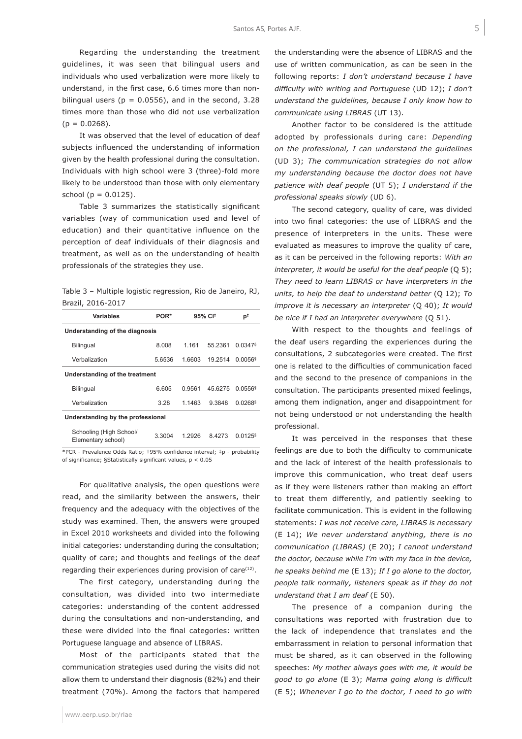Regarding the understanding the treatment guidelines, it was seen that bilingual users and individuals who used verbalization were more likely to understand, in the first case, 6.6 times more than non-bilingual users ($p = 0.0556$), and in the second, 3.28 times more than those who did not use verbalization ($p = 0.0268$).

It was observed that the level of education of deaf subjects influenced the understanding of information given by the health professional during the consultation. Individuals with high school were 3 (three)-fold more likely to be understood than those with only elementary school ($p = 0.0125$).

Table 3 summarizes the statistically significant variables (way of communication used and level of education) and their quantitative influence on the perception of deaf individuals of their diagnosis and treatment, as well as on the understanding of health professionals of the strategies they use.

Table 3 – Multiple logistic regression, Rio de Janeiro, RJ, Brazil, 2016-2017

| Variables | POR* | 95% CI† | | p‡ |
|---|---|---|---|---|
| **Understanding of the diagnosis** | | | | |
| Bilingual | 8.008 | 1.161 | 55.2361 | 0.0347§ |
| Verbalization | 5.6536 | 1.6603 | 19.2514 | 0.0056§ |
| **Understanding of the treatment** | | | | |
| Bilingual | 6.605 | 0.9561 | 45.6275 | 0.0556§ |
| Verbalization | 3.28 | 1.1463 | 9.3848 | 0.0268§ |
| **Understanding by the professional** | | | | |
| Schooling (High School/ Elementary school) | 3.3004 | 1.2926 | 8.4273 | 0.0125§ |

*PCR - Prevalence Odds Ratio; †95% confidence interval; ‡p - probability of significance; §Statistically significant values, $p < 0.05$

For qualitative analysis, the open questions were read, and the similarity between the answers, their frequency and the adequacy with the objectives of the study was examined. Then, the answers were grouped in Excel 2010 worksheets and divided into the following initial categories: understanding during the consultation; quality of care; and thoughts and feelings of the deaf regarding their experiences during provision of care[12].

The first category, understanding during the consultation, was divided into two intermediate categories: understanding of the content addressed during the consultations and non-understanding, and these were divided into the final categories: written Portuguese language and absence of LIBRAS.

Most of the participants stated that the communication strategies used during the visits did not allow them to understand their diagnosis (82%) and their treatment (70%). Among the factors that hampered the understanding were the absence of LIBRAS and the use of written communication, as can be seen in the following reports: *I don't understand because I have difficulty with writing and Portuguese* (UD 12); *I don't understand the guidelines, because I only know how to communicate using LIBRAS* (UT 13).

Another factor to be considered is the attitude adopted by professionals during care: *Depending on the professional, I can understand the guidelines* (UD 3); *The communication strategies do not allow my understanding because the doctor does not have patience with deaf people* (UT 5); *I understand if the professional speaks slowly* (UD 6).

The second category, quality of care, was divided into two final categories: the use of LIBRAS and the presence of interpreters in the units. These were evaluated as measures to improve the quality of care, as it can be perceived in the following reports: *With an interpreter, it would be useful for the deaf people* (Q 5); *They need to learn LIBRAS or have interpreters in the units, to help the deaf to understand better* (Q 12); *To improve it is necessary an interpreter* (Q 40); *It would be nice if I had an interpreter everywhere* (Q 51).

With respect to the thoughts and feelings of the deaf users regarding the experiences during the consultations, 2 subcategories were created. The first one is related to the difficulties of communication faced and the second to the presence of companions in the consultation. The participants presented mixed feelings, among them indignation, anger and disappointment for not being understood or not understanding the health professional.

It was perceived in the responses that these feelings are due to both the difficulty to communicate and the lack of interest of the health professionals to improve this communication, who treat deaf users as if they were listeners rather than making an effort to treat them differently, and patiently seeking to facilitate communication. This is evident in the following statements: *I was not receive care, LIBRAS is necessary* (E 14); *We never understand anything, there is no communication (LIBRAS)* (E 20); *I cannot understand the doctor, because while I'm with my face in the device, he speaks behind me* (E 13); *If I go alone to the doctor, people talk normally, listeners speak as if they do not understand that I am deaf* (E 50).

The presence of a companion during the consultations was reported with frustration due to the lack of independence that translates and the embarrassment in relation to personal information that must be shared, as it can observed in the following speeches: *My mother always goes with me, it would be good to go alone* (E 3); *Mama going along is difficult* (E 5); *Whenever I go to the doctor, I need to go with*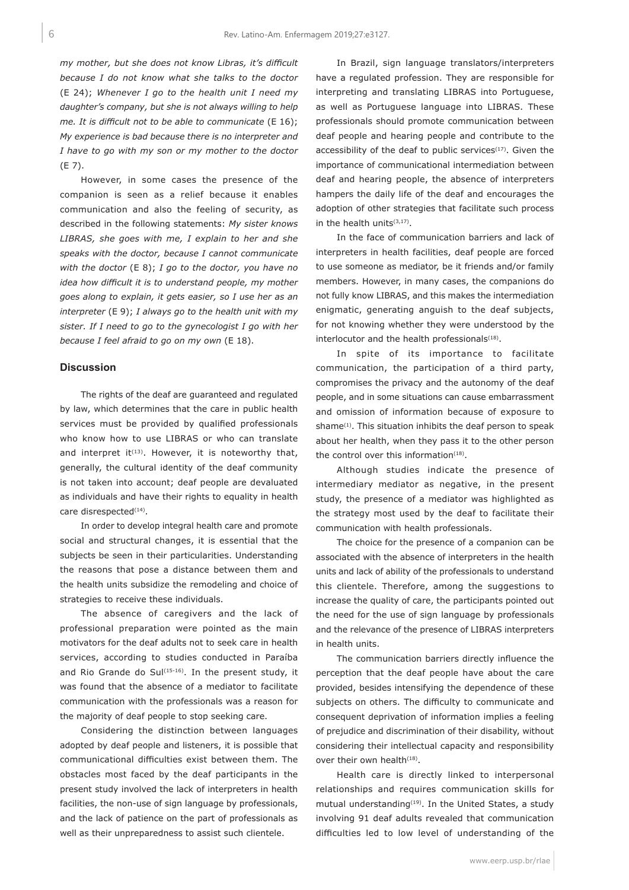*my mother, but she does not know Libras, it's difficult because I do not know what she talks to the doctor* (E 24); *Whenever I go to the health unit I need my daughter's company, but she is not always willing to help me. It is difficult not to be able to communicate* (E 16); *My experience is bad because there is no interpreter and I have to go with my son or my mother to the doctor* (E 7).

However, in some cases the presence of the companion is seen as a relief because it enables communication and also the feeling of security, as described in the following statements: *My sister knows LIBRAS, she goes with me, I explain to her and she speaks with the doctor, because I cannot communicate with the doctor* (E 8); *I go to the doctor, you have no idea how difficult it is to understand people, my mother goes along to explain, it gets easier, so I use her as an interpreter* (E 9); *I always go to the health unit with my sister. If I need to go to the gynecologist I go with her because I feel afraid to go on my own* (E 18).

## Discussion

The rights of the deaf are guaranteed and regulated by law, which determines that the care in public health services must be provided by qualified professionals who know how to use LIBRAS or who can translate and interpret it[13]. However, it is noteworthy that, generally, the cultural identity of the deaf community is not taken into account; deaf people are devaluated as individuals and have their rights to equality in health care disrespected[14].

In order to develop integral health care and promote social and structural changes, it is essential that the subjects be seen in their particularities. Understanding the reasons that pose a distance between them and the health units subsidize the remodeling and choice of strategies to receive these individuals.

The absence of caregivers and the lack of professional preparation were pointed as the main motivators for the deaf adults not to seek care in health services, according to studies conducted in Paraíba and Rio Grande do Sul[15-16]. In the present study, it was found that the absence of a mediator to facilitate communication with the professionals was a reason for the majority of deaf people to stop seeking care.

Considering the distinction between languages adopted by deaf people and listeners, it is possible that communicational difficulties exist between them. The obstacles most faced by the deaf participants in the present study involved the lack of interpreters in health facilities, the non-use of sign language by professionals, and the lack of patience on the part of professionals as well as their unpreparedness to assist such clientele.

In Brazil, sign language translators/interpreters have a regulated profession. They are responsible for interpreting and translating LIBRAS into Portuguese, as well as Portuguese language into LIBRAS. These professionals should promote communication between deaf people and hearing people and contribute to the accessibility of the deaf to public services[17]. Given the importance of communicational intermediation between deaf and hearing people, the absence of interpreters hampers the daily life of the deaf and encourages the adoption of other strategies that facilitate such process in the health units[3,17].

In the face of communication barriers and lack of interpreters in health facilities, deaf people are forced to use someone as mediator, be it friends and/or family members. However, in many cases, the companions do not fully know LIBRAS, and this makes the intermediation enigmatic, generating anguish to the deaf subjects, for not knowing whether they were understood by the interlocutor and the health professionals[18].

In spite of its importance to facilitate communication, the participation of a third party, compromises the privacy and the autonomy of the deaf people, and in some situations can cause embarrassment and omission of information because of exposure to shame[1]. This situation inhibits the deaf person to speak about her health, when they pass it to the other person the control over this information[18].

Although studies indicate the presence of intermediary mediator as negative, in the present study, the presence of a mediator was highlighted as the strategy most used by the deaf to facilitate their communication with health professionals.

The choice for the presence of a companion can be associated with the absence of interpreters in the health units and lack of ability of the professionals to understand this clientele. Therefore, among the suggestions to increase the quality of care, the participants pointed out the need for the use of sign language by professionals and the relevance of the presence of LIBRAS interpreters in health units.

The communication barriers directly influence the perception that the deaf people have about the care provided, besides intensifying the dependence of these subjects on others. The difficulty to communicate and consequent deprivation of information implies a feeling of prejudice and discrimination of their disability, without considering their intellectual capacity and responsibility over their own health[18].

Health care is directly linked to interpersonal relationships and requires communication skills for mutual understanding[19]. In the United States, a study involving 91 deaf adults revealed that communication difficulties led to low level of understanding of the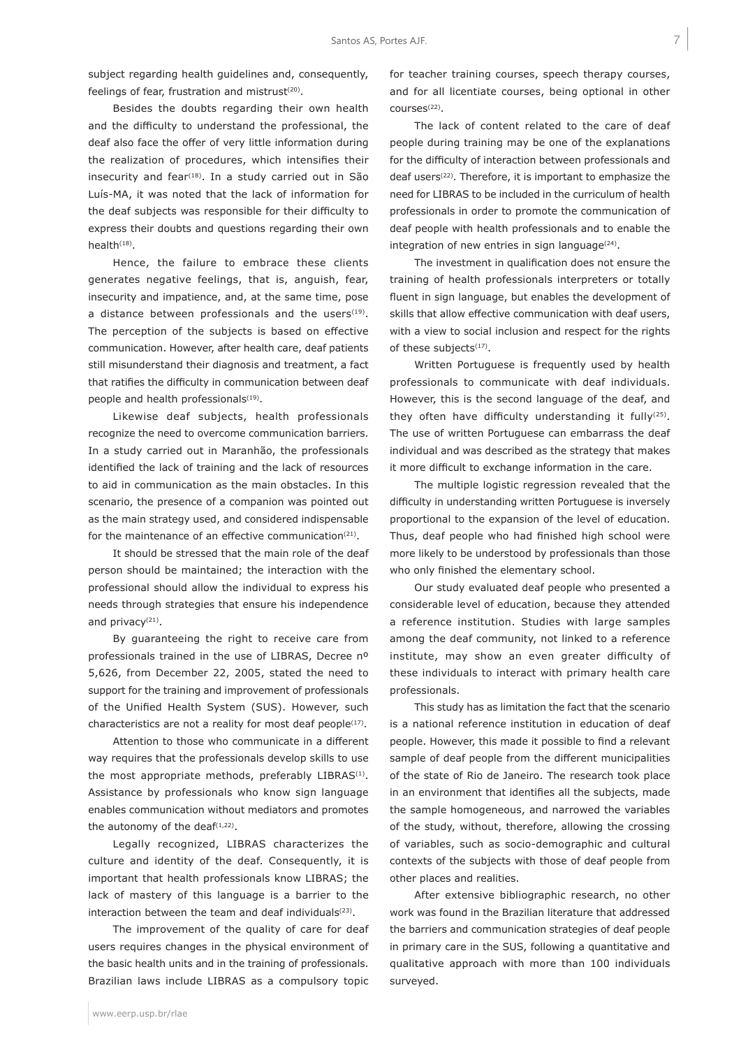subject regarding health guidelines and, consequently, feelings of fear, frustration and mistrust[20].

Besides the doubts regarding their own health and the difficulty to understand the professional, the deaf also face the offer of very little information during the realization of procedures, which intensifies their insecurity and fear[18]. In a study carried out in São Luís-MA, it was noted that the lack of information for the deaf subjects was responsible for their difficulty to express their doubts and questions regarding their own health[18].

Hence, the failure to embrace these clients generates negative feelings, that is, anguish, fear, insecurity and impatience, and, at the same time, pose a distance between professionals and the users[19]. The perception of the subjects is based on effective communication. However, after health care, deaf patients still misunderstand their diagnosis and treatment, a fact that ratifies the difficulty in communication between deaf people and health professionals[19].

Likewise deaf subjects, health professionals recognize the need to overcome communication barriers. In a study carried out in Maranhão, the professionals identified the lack of training and the lack of resources to aid in communication as the main obstacles. In this scenario, the presence of a companion was pointed out as the main strategy used, and considered indispensable for the maintenance of an effective communication[21].

It should be stressed that the main role of the deaf person should be maintained; the interaction with the professional should allow the individual to express his needs through strategies that ensure his independence and privacy[21].

By guaranteeing the right to receive care from professionals trained in the use of LIBRAS, Decree nº 5,626, from December 22, 2005, stated the need to support for the training and improvement of professionals of the Unified Health System (SUS). However, such characteristics are not a reality for most deaf people[17].

Attention to those who communicate in a different way requires that the professionals develop skills to use the most appropriate methods, preferably LIBRAS[1]. Assistance by professionals who know sign language enables communication without mediators and promotes the autonomy of the deaf[1,22].

Legally recognized, LIBRAS characterizes the culture and identity of the deaf. Consequently, it is important that health professionals know LIBRAS; the lack of mastery of this language is a barrier to the interaction between the team and deaf individuals[23].

The improvement of the quality of care for deaf users requires changes in the physical environment of the basic health units and in the training of professionals. Brazilian laws include LIBRAS as a compulsory topic for teacher training courses, speech therapy courses, and for all licentiate courses, being optional in other courses[22].

The lack of content related to the care of deaf people during training may be one of the explanations for the difficulty of interaction between professionals and deaf users[22]. Therefore, it is important to emphasize the need for LIBRAS to be included in the curriculum of health professionals in order to promote the communication of deaf people with health professionals and to enable the integration of new entries in sign language[24].

The investment in qualification does not ensure the training of health professionals interpreters or totally fluent in sign language, but enables the development of skills that allow effective communication with deaf users, with a view to social inclusion and respect for the rights of these subjects[17].

Written Portuguese is frequently used by health professionals to communicate with deaf individuals. However, this is the second language of the deaf, and they often have difficulty understanding it fully[25]. The use of written Portuguese can embarrass the deaf individual and was described as the strategy that makes it more difficult to exchange information in the care.

The multiple logistic regression revealed that the difficulty in understanding written Portuguese is inversely proportional to the expansion of the level of education. Thus, deaf people who had finished high school were more likely to be understood by professionals than those who only finished the elementary school.

Our study evaluated deaf people who presented a considerable level of education, because they attended a reference institution. Studies with large samples among the deaf community, not linked to a reference institute, may show an even greater difficulty of these individuals to interact with primary health care professionals.

This study has as limitation the fact that the scenario is a national reference institution in education of deaf people. However, this made it possible to find a relevant sample of deaf people from the different municipalities of the state of Rio de Janeiro. The research took place in an environment that identifies all the subjects, made the sample homogeneous, and narrowed the variables of the study, without, therefore, allowing the crossing of variables, such as socio-demographic and cultural contexts of the subjects with those of deaf people from other places and realities.

After extensive bibliographic research, no other work was found in the Brazilian literature that addressed the barriers and communication strategies of deaf people in primary care in the SUS, following a quantitative and qualitative approach with more than 100 individuals surveyed.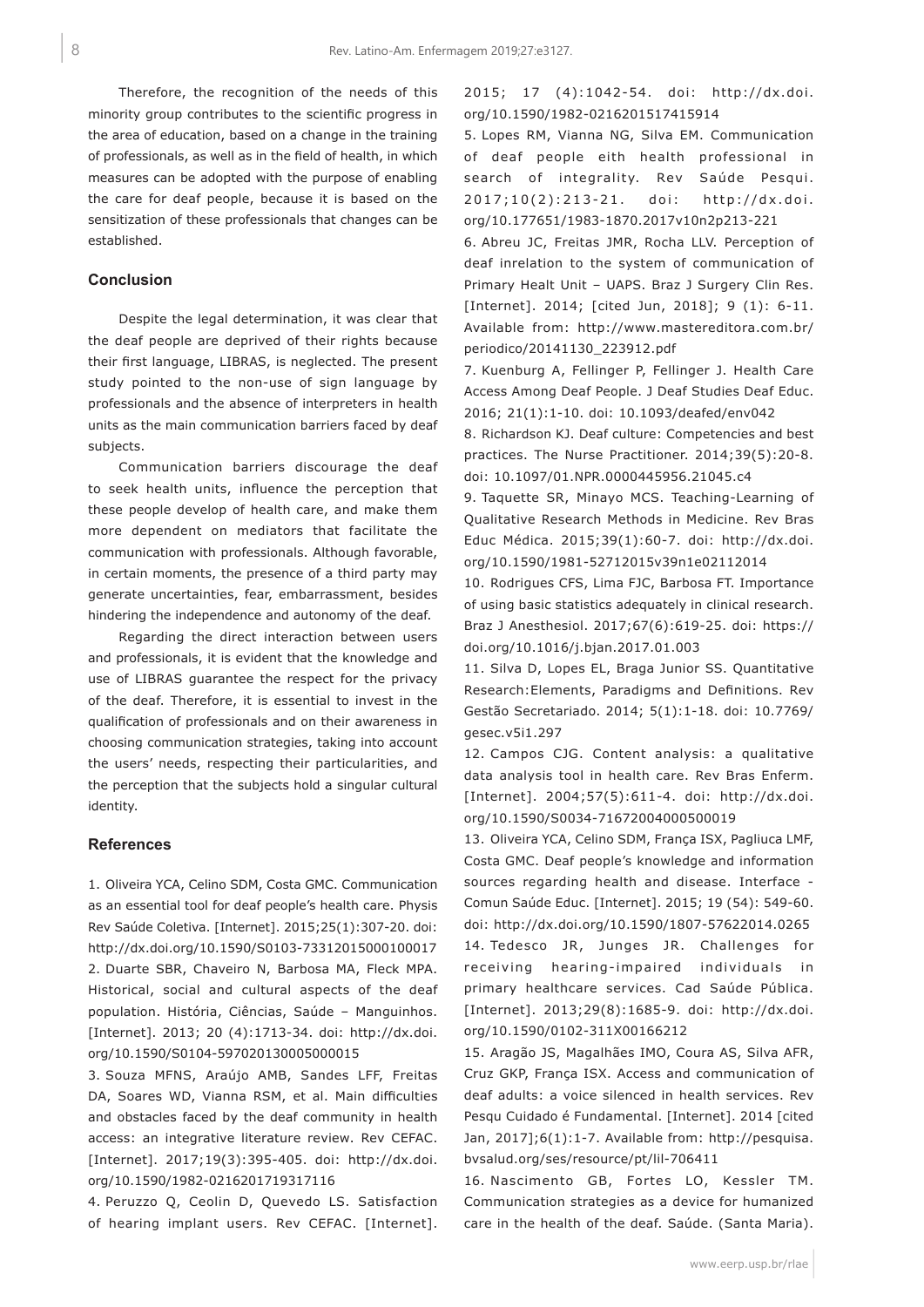Therefore, the recognition of the needs of this minority group contributes to the scientific progress in the area of education, based on a change in the training of professionals, as well as in the field of health, in which measures can be adopted with the purpose of enabling the care for deaf people, because it is based on the sensitization of these professionals that changes can be established.

## Conclusion

Despite the legal determination, it was clear that the deaf people are deprived of their rights because their first language, LIBRAS, is neglected. The present study pointed to the non-use of sign language by professionals and the absence of interpreters in health units as the main communication barriers faced by deaf subjects.

Communication barriers discourage the deaf to seek health units, influence the perception that these people develop of health care, and make them more dependent on mediators that facilitate the communication with professionals. Although favorable, in certain moments, the presence of a third party may generate uncertainties, fear, embarrassment, besides hindering the independence and autonomy of the deaf.

Regarding the direct interaction between users and professionals, it is evident that the knowledge and use of LIBRAS guarantee the respect for the privacy of the deaf. Therefore, it is essential to invest in the qualification of professionals and on their awareness in choosing communication strategies, taking into account the users' needs, respecting their particularities, and the perception that the subjects hold a singular cultural identity.

## References

1. Oliveira YCA, Celino SDM, Costa GMC. Communication as an essential tool for deaf people's health care. Physis Rev Saúde Coletiva. [Internet]. 2015;25(1):307-20. doi: http://dx.doi.org/10.1590/S0103-73312015000100017
2. Duarte SBR, Chaveiro N, Barbosa MA, Fleck MPA. Historical, social and cultural aspects of the deaf population. História, Ciências, Saúde – Manguinhos. [Internet]. 2013; 20 (4):1713-34. doi: http://dx.doi.org/10.1590/S0104-597020130005000015
3. Souza MFNS, Araújo AMB, Sandes LFF, Freitas DA, Soares WD, Vianna RSM, et al. Main difficulties and obstacles faced by the deaf community in health access: an integrative literature review. Rev CEFAC. [Internet]. 2017;19(3):395-405. doi: http://dx.doi.org/10.1590/1982-0216201719317116
4. Peruzzo Q, Ceolin D, Quevedo LS. Satisfaction of hearing implant users. Rev CEFAC. [Internet]. 2015; 17 (4):1042-54. doi: http://dx.doi.org/10.1590/1982-0216201517415914
5. Lopes RM, Vianna NG, Silva EM. Communication of deaf people eith health professional in search of integrality. Rev Saúde Pesqui. 2017;10(2):213-21. doi: http://dx.doi.org/10.177651/1983-1870.2017v10n2p213-221
6. Abreu JC, Freitas JMR, Rocha LLV. Perception of deaf inrelation to the system of communication of Primary Healt Unit – UAPS. Braz J Surgery Clin Res. [Internet]. 2014; [cited Jun, 2018]; 9 (1): 6-11. Available from: http://www.mastereditora.com.br/periodico/20141130_223912.pdf
7. Kuenburg A, Fellinger P, Fellinger J. Health Care Access Among Deaf People. J Deaf Studies Deaf Educ. 2016; 21(1):1-10. doi: 10.1093/deafed/env042
8. Richardson KJ. Deaf culture: Competencies and best practices. The Nurse Practitioner. 2014;39(5):20-8. doi: 10.1097/01.NPR.0000445956.21045.c4
9. Taquette SR, Minayo MCS. Teaching-Learning of Qualitative Research Methods in Medicine. Rev Bras Educ Médica. 2015;39(1):60-7. doi: http://dx.doi.org/10.1590/1981-52712015v39n1e02112014
10. Rodrigues CFS, Lima FJC, Barbosa FT. Importance of using basic statistics adequately in clinical research. Braz J Anesthesiol. 2017;67(6):619-25. doi: https://doi.org/10.1016/j.bjan.2017.01.003
11. Silva D, Lopes EL, Braga Junior SS. Quantitative Research:Elements, Paradigms and Definitions. Rev Gestão Secretariado. 2014; 5(1):1-18. doi: 10.7769/gesec.v5i1.297
12. Campos CJG. Content analysis: a qualitative data analysis tool in health care. Rev Bras Enferm. [Internet]. 2004;57(5):611-4. doi: http://dx.doi.org/10.1590/S0034-71672004000500019
13. Oliveira YCA, Celino SDM, França ISX, Pagliuca LMF, Costa GMC. Deaf people's knowledge and information sources regarding health and disease. Interface - Comun Saúde Educ. [Internet]. 2015; 19 (54): 549-60. doi: http://dx.doi.org/10.1590/1807-57622014.0265
14. Tedesco JR, Junges JR. Challenges for receiving hearing-impaired individuals in primary healthcare services. Cad Saúde Pública. [Internet]. 2013;29(8):1685-9. doi: http://dx.doi.org/10.1590/0102-311X00166212
15. Aragão JS, Magalhães IMO, Coura AS, Silva AFR, Cruz GKP, França ISX. Access and communication of deaf adults: a voice silenced in health services. Rev Pesqu Cuidado é Fundamental. [Internet]. 2014 [cited Jan, 2017];6(1):1-7. Available from: http://pesquisa.bvsalud.org/ses/resource/pt/lil-706411
16. Nascimento GB, Fortes LO, Kessler TM. Communication strategies as a device for humanized care in the health of the deaf. Saúde. (Santa Maria).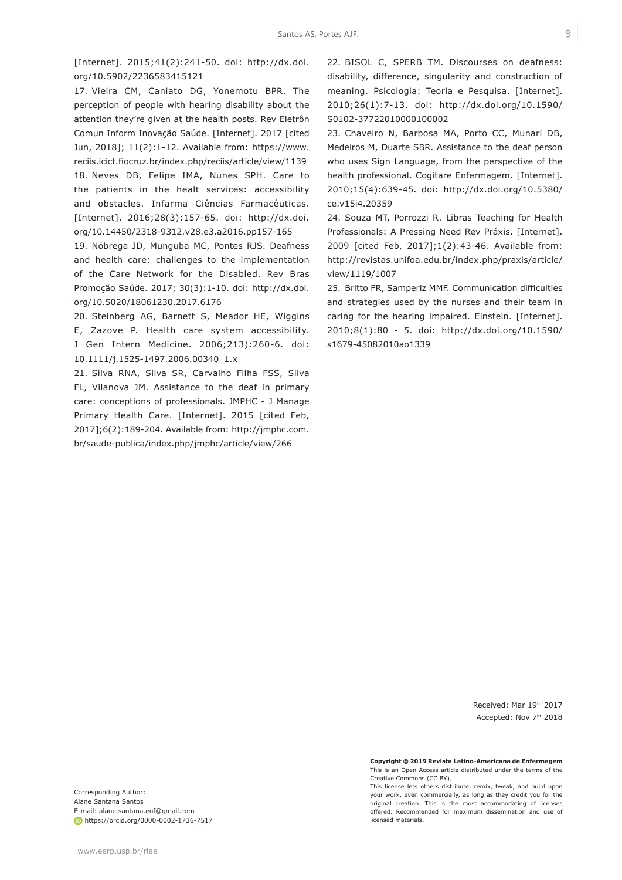[Internet]. 2015;41(2):241-50. doi: http://dx.doi.org/10.5902/2236583415121

17. Vieira CM, Caniato DG, Yonemotu BPR. The perception of people with hearing disability about the attention they're given at the health posts. Rev Eletrôn Comun Inform Inovação Saúde. [Internet]. 2017 [cited Jun, 2018]; 11(2):1-12. Available from: https://www.reciis.icict.fiocruz.br/index.php/reciis/article/view/1139

18. Neves DB, Felipe IMA, Nunes SPH. Care to the patients in the healt services: accessibility and obstacles. Infarma Ciências Farmacêuticas. [Internet]. 2016;28(3):157-65. doi: http://dx.doi.org/10.14450/2318-9312.v28.e3.a2016.pp157-165

19. Nóbrega JD, Munguba MC, Pontes RJS. Deafness and health care: challenges to the implementation of the Care Network for the Disabled. Rev Bras Promoção Saúde. 2017; 30(3):1-10. doi: http://dx.doi.org/10.5020/18061230.2017.6176

20. Steinberg AG, Barnett S, Meador HE, Wiggins E, Zazove P. Health care system accessibility. J Gen Intern Medicine. 2006;213):260-6. doi: 10.1111/j.1525-1497.2006.00340_1.x

21. Silva RNA, Silva SR, Carvalho Filha FSS, Silva FL, Vilanova JM. Assistance to the deaf in primary care: conceptions of professionals. JMPHC - J Manage Primary Health Care. [Internet]. 2015 [cited Feb, 2017];6(2):189-204. Available from: http://jmphc.com.br/saude-publica/index.php/jmphc/article/view/266

22. BISOL C, SPERB TM. Discourses on deafness: disability, difference, singularity and construction of meaning. Psicologia: Teoria e Pesquisa. [Internet]. 2010;26(1):7-13. doi: http://dx.doi.org/10.1590/S0102-37722010000100002

23. Chaveiro N, Barbosa MA, Porto CC, Munari DB, Medeiros M, Duarte SBR. Assistance to the deaf person who uses Sign Language, from the perspective of the health professional. Cogitare Enfermagem. [Internet]. 2010;15(4):639-45. doi: http://dx.doi.org/10.5380/ce.v15i4.20359

24. Souza MT, Porrozzi R. Libras Teaching for Health Professionals: A Pressing Need Rev Práxis. [Internet]. 2009 [cited Feb, 2017];1(2):43-46. Available from: http://revistas.unifoa.edu.br/index.php/praxis/article/view/1119/1007

25. Britto FR, Samperiz MMF. Communication difficulties and strategies used by the nurses and their team in caring for the hearing impaired. Einstein. [Internet]. 2010;8(1):80 - 5. doi: http://dx.doi.org/10.1590/s1679-45082010ao1339

Received: Mar 19th 2017
Accepted: Nov 7ht 2018

Corresponding Author:
Alane Santana Santos
E-mail: alane.santana.enf@gmail.com
https://orcid.org/0000-0002-1736-7517

**Copyright © 2019 Revista Latino-Americana de Enfermagem**
This is an Open Access article distributed under the terms of the Creative Commons (CC BY).
This license lets others distribute, remix, tweak, and build upon your work, even commercially, as long as they credit you for the original creation. This is the most accommodating of licenses offered. Recommended for maximum dissemination and use of licensed materials.